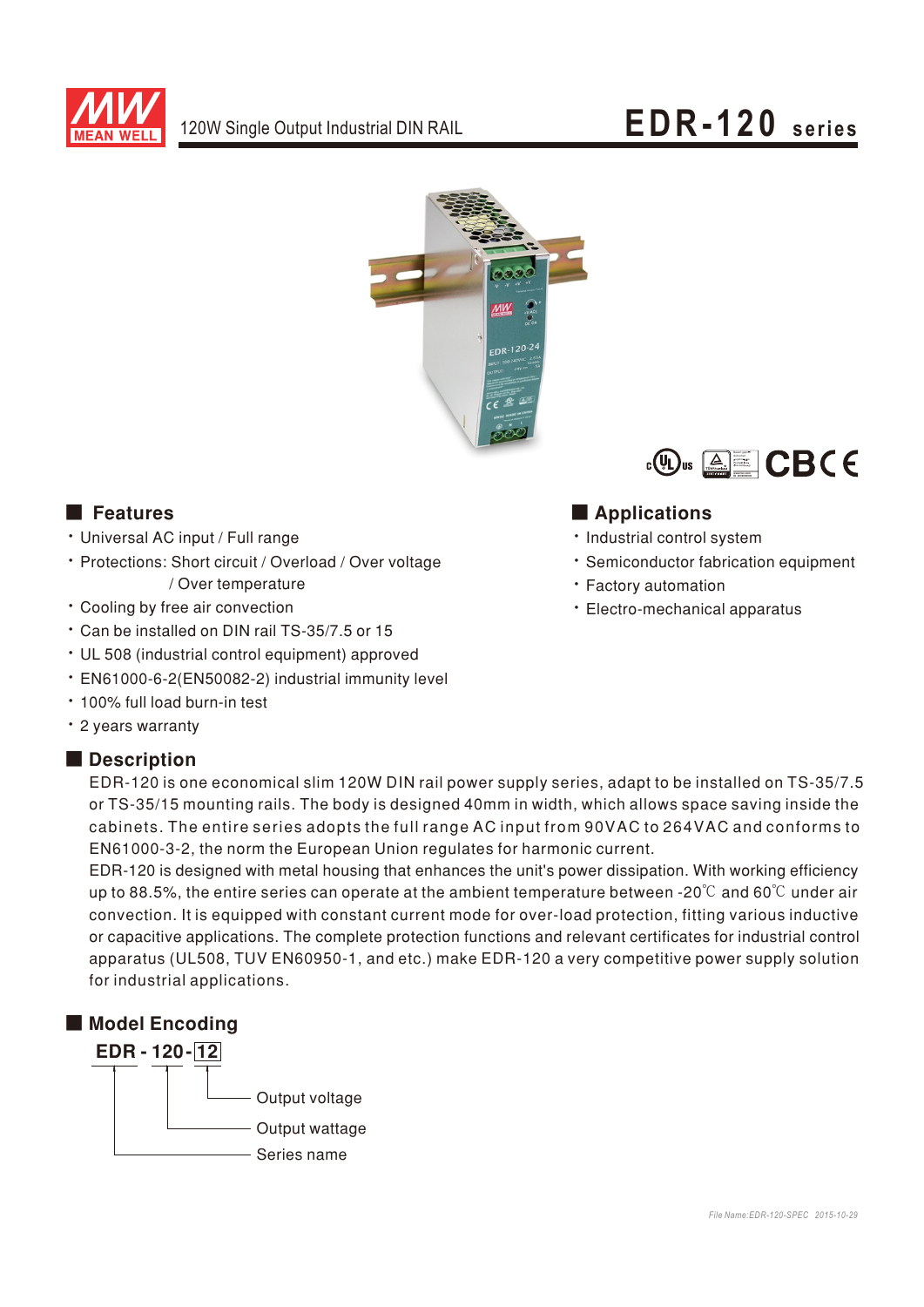MEAN WELL

120W Single Output Industrial DIN RAIL

# EDR-120 series

## Features

- Universal AC input / Full range
- Protections: Short circuit / Overload / Over voltage / Over temperature
- Cooling by free air convection
- Can be installed on DIN rail TS-35/7.5 or 15
- UL 508 (industrial control equipment) approved
- EN61000-6-2(EN50082-2) industrial immunity level
- 100% full load burn-in test
- 2 years warranty

## Applications

- Industrial control system
- Semiconductor fabrication equipment
- Factory automation
- Electro-mechanical apparatus

## Description

EDR-120 is one economical slim 120W DIN rail power supply series, adapt to be installed on TS-35/7.5 or TS-35/15 mounting rails. The body is designed 40mm in width, which allows space saving inside the cabinets. The entire series adopts the full range AC input from 90VAC to 264VAC and conforms to EN61000-3-2, the norm the European Union regulates for harmonic current.

EDR-120 is designed with metal housing that enhances the unit's power dissipation. With working efficiency up to 88.5%, the entire series can operate at the ambient temperature between -20℃ and 60℃ under air convection. It is equipped with constant current mode for over-load protection, fitting various inductive or capacitive applications. The complete protection functions and relevant certificates for industrial control apparatus (UL508, TUV EN60950-1, and etc.) make EDR-120 a very competitive power supply solution for industrial applications.

## Model Encoding

**EDR - 120 - 12**

- 12: Output voltage
- 120: Output wattage
- EDR: Series name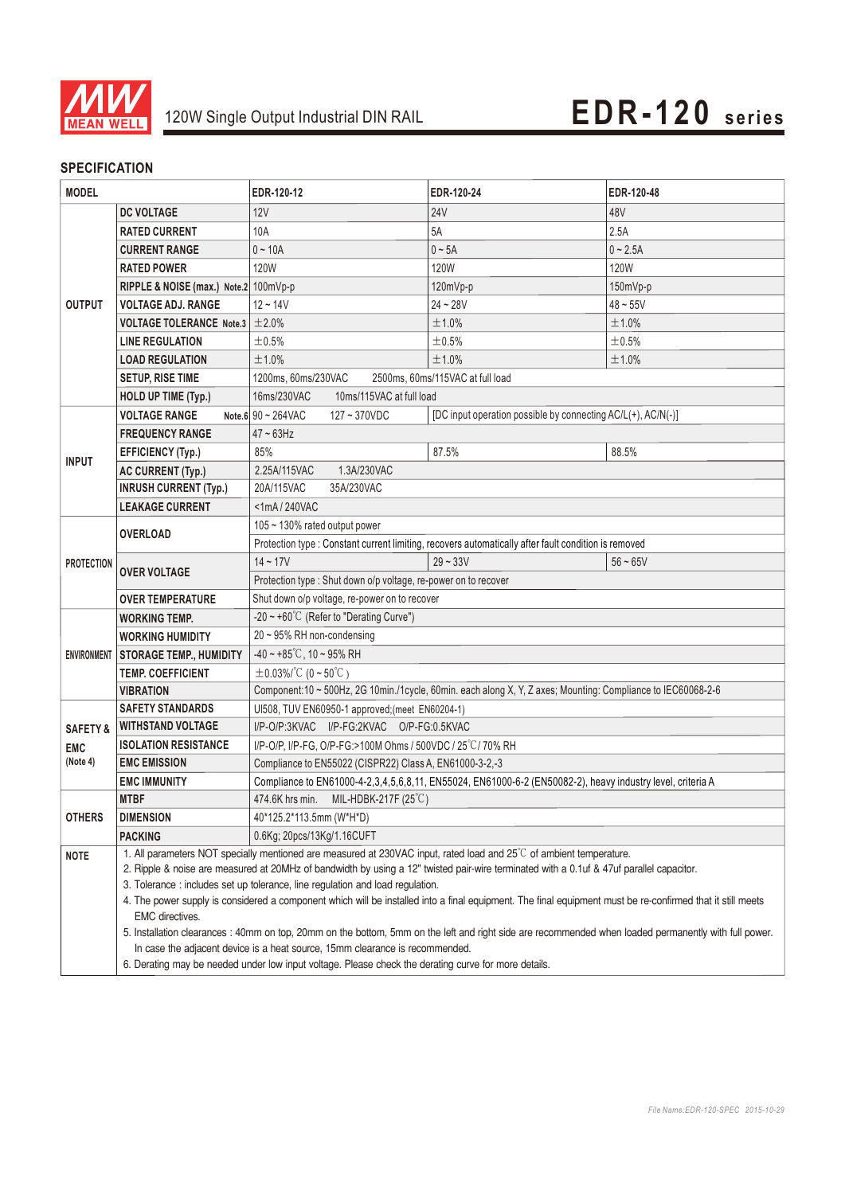# 120W Single Output Industrial DIN RAIL — EDR-120 series

## SPECIFICATION

| MODEL | | EDR-120-12 | EDR-120-24 | EDR-120-48 |
|---|---|---|---|---|
| OUTPUT | DC VOLTAGE | 12V | 24V | 48V |
| | RATED CURRENT | 10A | 5A | 2.5A |
| | CURRENT RANGE | 0 ~ 10A | 0 ~ 5A | 0 ~ 2.5A |
| | RATED POWER | 120W | 120W | 120W |
| | RIPPLE & NOISE (max.) Note.2 | 100mVp-p | 120mVp-p | 150mVp-p |
| | VOLTAGE ADJ. RANGE | 12 ~ 14V | 24 ~ 28V | 48 ~ 55V |
| | VOLTAGE TOLERANCE Note.3 | ±2.0% | ±1.0% | ±1.0% |
| | LINE REGULATION | ±0.5% | ±0.5% | ±0.5% |
| | LOAD REGULATION | ±1.0% | ±1.0% | ±1.0% |
| | SETUP, RISE TIME | 1200ms, 60ms/230VAC 2500ms, 60ms/115VAC at full load | | |
| | HOLD UP TIME (Typ.) | 16ms/230VAC 10ms/115VAC at full load | | |
| INPUT | VOLTAGE RANGE Note.6 | 90 ~ 264VAC 127 ~ 370VDC | [DC input operation possible by connecting AC/L(+), AC/N(-)] | |
| | FREQUENCY RANGE | 47 ~ 63Hz | | |
| | EFFICIENCY (Typ.) | 85% | 87.5% | 88.5% |
| | AC CURRENT (Typ.) | 2.25A/115VAC 1.3A/230VAC | | |
| | INRUSH CURRENT (Typ.) | 20A/115VAC 35A/230VAC | | |
| | LEAKAGE CURRENT | <1mA / 240VAC | | |
| PROTECTION | OVERLOAD | 105 ~ 130% rated output power | | |
| | | Protection type : Constant current limiting, recovers automatically after fault condition is removed | | |
| | OVER VOLTAGE | 14 ~ 17V | 29 ~ 33V | 56 ~ 65V |
| | | Protection type : Shut down o/p voltage, re-power on to recover | | |
| | OVER TEMPERATURE | Shut down o/p voltage, re-power on to recover | | |
| ENVIRONMENT | WORKING TEMP. | -20 ~ +60℃ (Refer to "Derating Curve") | | |
| | WORKING HUMIDITY | 20 ~ 95% RH non-condensing | | |
| | STORAGE TEMP., HUMIDITY | -40 ~ +85℃, 10 ~ 95% RH | | |
| | TEMP. COEFFICIENT | ±0.03%/℃ (0 ~ 50℃) | | |
| | VIBRATION | Component:10 ~ 500Hz, 2G 10min./1cycle, 60min. each along X, Y, Z axes; Mounting: Compliance to IEC60068-2-6 | | |
| SAFETY & EMC (Note 4) | SAFETY STANDARDS | Ul508, TUV EN60950-1 approved;(meet EN60204-1) | | |
| | WITHSTAND VOLTAGE | I/P-O/P:3KVAC I/P-FG:2KVAC O/P-FG:0.5KVAC | | |
| | ISOLATION RESISTANCE | I/P-O/P, I/P-FG, O/P-FG:>100M Ohms / 500VDC / 25℃/ 70% RH | | |
| | EMC EMISSION | Compliance to EN55022 (CISPR22) Class A, EN61000-3-2,-3 | | |
| | EMC IMMUNITY | Compliance to EN61000-4-2,3,4,5,6,8,11, EN55024, EN61000-6-2 (EN50082-2), heavy industry level, criteria A | | |
| OTHERS | MTBF | 474.6K hrs min. MIL-HDBK-217F (25℃) | | |
| | DIMENSION | 40*125.2*113.5mm (W*H*D) | | |
| | PACKING | 0.6Kg; 20pcs/13Kg/1.16CUFT | | |

**NOTE**

1. All parameters NOT specially mentioned are measured at 230VAC input, rated load and 25℃ of ambient temperature.
2. Ripple & noise are measured at 20MHz of bandwidth by using a 12" twisted pair-wire terminated with a 0.1uf & 47uf parallel capacitor.
3. Tolerance : includes set up tolerance, line regulation and load regulation.
4. The power supply is considered a component which will be installed into a final equipment. The final equipment must be re-confirmed that it still meets EMC directives.
5. Installation clearances : 40mm on top, 20mm on the bottom, 5mm on the left and right side are recommended when loaded permanently with full power. In case the adjacent device is a heat source, 15mm clearance is recommended.
6. Derating may be needed under low input voltage. Please check the derating curve for more details.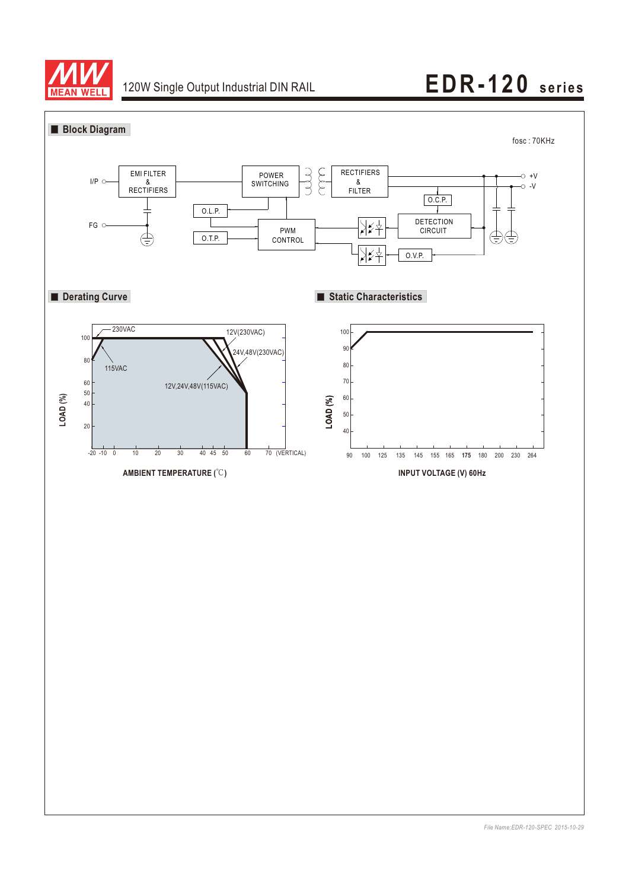## Block Diagram

fosc : 70KHz

I/P, FG, EMI FILTER & RECTIFIERS, POWER SWITCHING, RECTIFIERS & FILTER, +V, -V, O.C.P., DETECTION CIRCUIT, O.L.P., O.T.P., PWM CONTROL, O.V.P.

## Derating Curve

230VAC

12V(230VAC)

24V,48V(230VAC)

115VAC

12V,24V,48V(115VAC)

LOAD (%): 100, 80, 60, 50, 40, 20

-20 -10 0 10 20 30 40 45 50 60 70 (VERTICAL)

**AMBIENT TEMPERATURE (℃)**

## Static Characteristics

LOAD (%): 100, 90, 80, 70, 60, 50, 40

90 100 125 135 145 155 165 **175** 180 200 230 264

**INPUT VOLTAGE (V) 60Hz**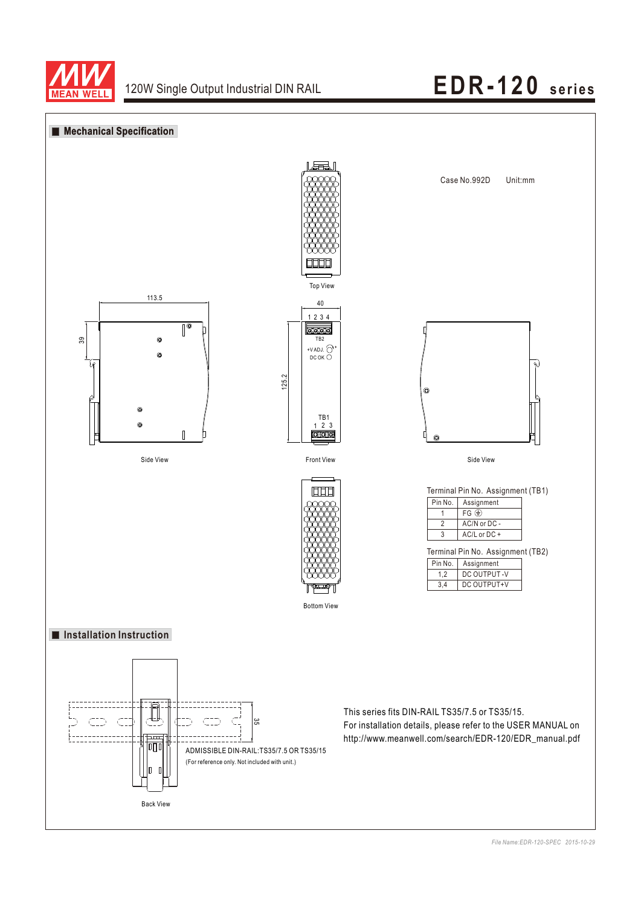# 120W Single Output Industrial DIN RAIL

# EDR-120 series

## Mechanical Specification

Case No.992D Unit:mm

Top View

113.5

39

Side View

40

1 2 3 4

TB2

+V ADJ.

DC OK

125.2

TB1

1 2 3

Front View

Side View

Bottom View

Terminal Pin No. Assignment (TB1)

| Pin No. | Assignment |
|---|---|
| 1 | FG ⏚ |
| 2 | AC/N or DC - |
| 3 | AC/L or DC + |

Terminal Pin No. Assignment (TB2)

| Pin No. | Assignment |
|---|---|
| 1,2 | DC OUTPUT -V |
| 3,4 | DC OUTPUT+V |

## Installation Instruction

35

ADMISSIBLE DIN-RAIL:TS35/7.5 OR TS35/15

(For reference only. Not included with unit.)

Back View

This series fits DIN-RAIL TS35/7.5 or TS35/15.
For installation details, please refer to the USER MANUAL on http://www.meanwell.com/search/EDR-120/EDR_manual.pdf

*File Name:EDR-120-SPEC 2015-10-29*